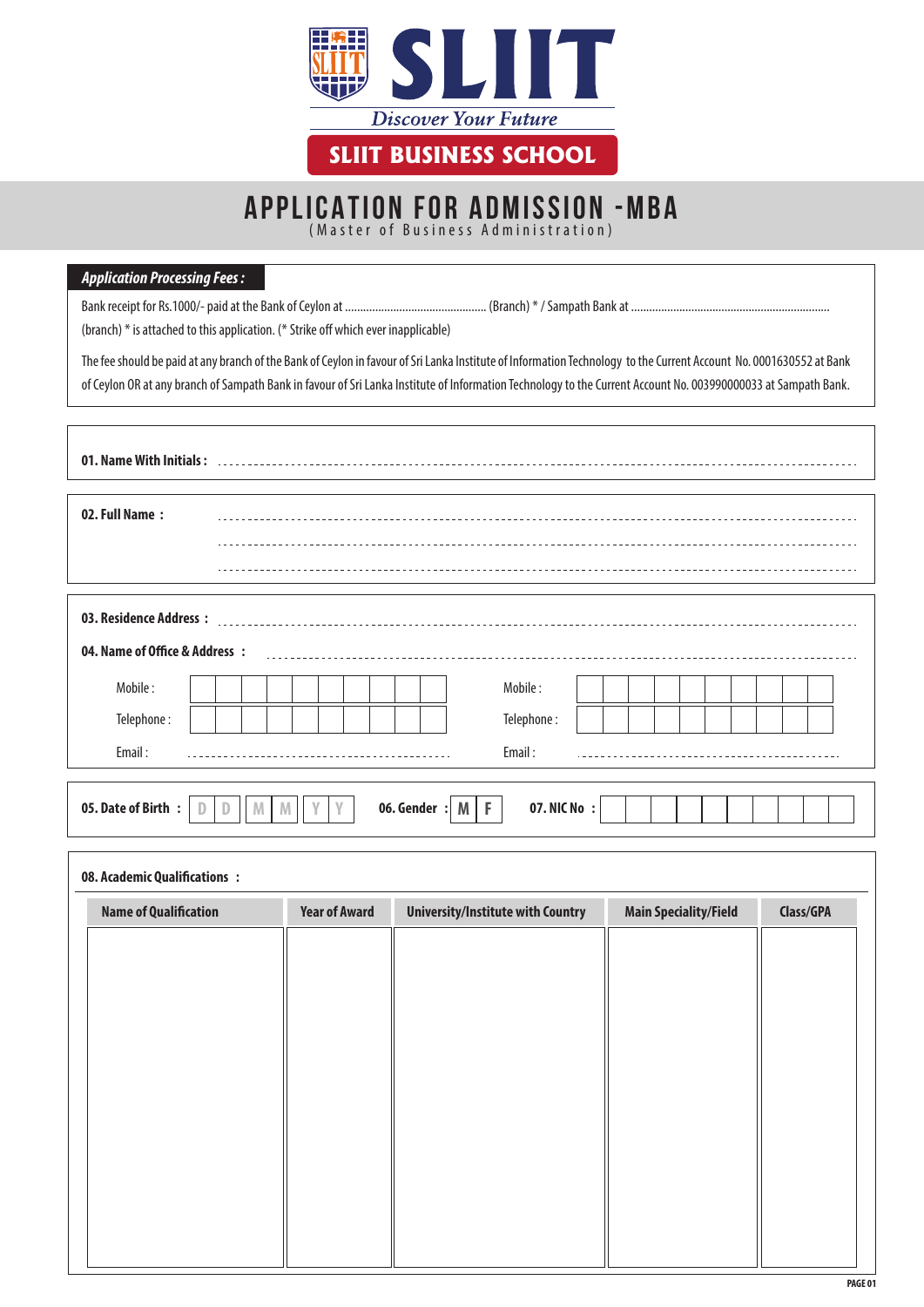# SLIIT

*Discover Your Future*

## SLIIT BUSINESS SCHOOL

# APPLICATION FOR ADMISSION -MBA

(Master of Business Administration)

***Application Processing Fees :***

Bank receipt for Rs.1000/- paid at the Bank of Ceylon at ............................................... (Branch) * / Sampath Bank at .................................................................. (branch) * is attached to this application. (* Strike off which ever inapplicable)

The fee should be paid at any branch of the Bank of Ceylon in favour of Sri Lanka Institute of Information Technology to the Current Account No. 0001630552 at Bank of Ceylon OR at any branch of Sampath Bank in favour of Sri Lanka Institute of Information Technology to the Current Account No. 003990000033 at Sampath Bank.

**01. Name With Initials :** ..........................................................................................

**02. Full Name :** ..........................................................................................

..........................................................................................

..........................................................................................

**03. Residence Address :** ..........................................................................................

**04. Name of Office & Address :** ..........................................................................................

Mobile : | | | | | | | | | | |　　　Mobile : | | | | | | | | | | |

Telephone : | | | | | | | | | | |　　　Telephone : | | | | | | | | | | |

Email : ..............................................　　　Email : ..............................................

**05. Date of Birth :** D D | M M | Y Y　　**06. Gender :** M | F　　**07. NIC No :** | | | | | | | | | | |

**08. Academic Qualifications :**

| Name of Qualification | Year of Award | University/Institute with Country | Main Speciality/Field | Class/GPA |
|---|---|---|---|---|
| | | | | |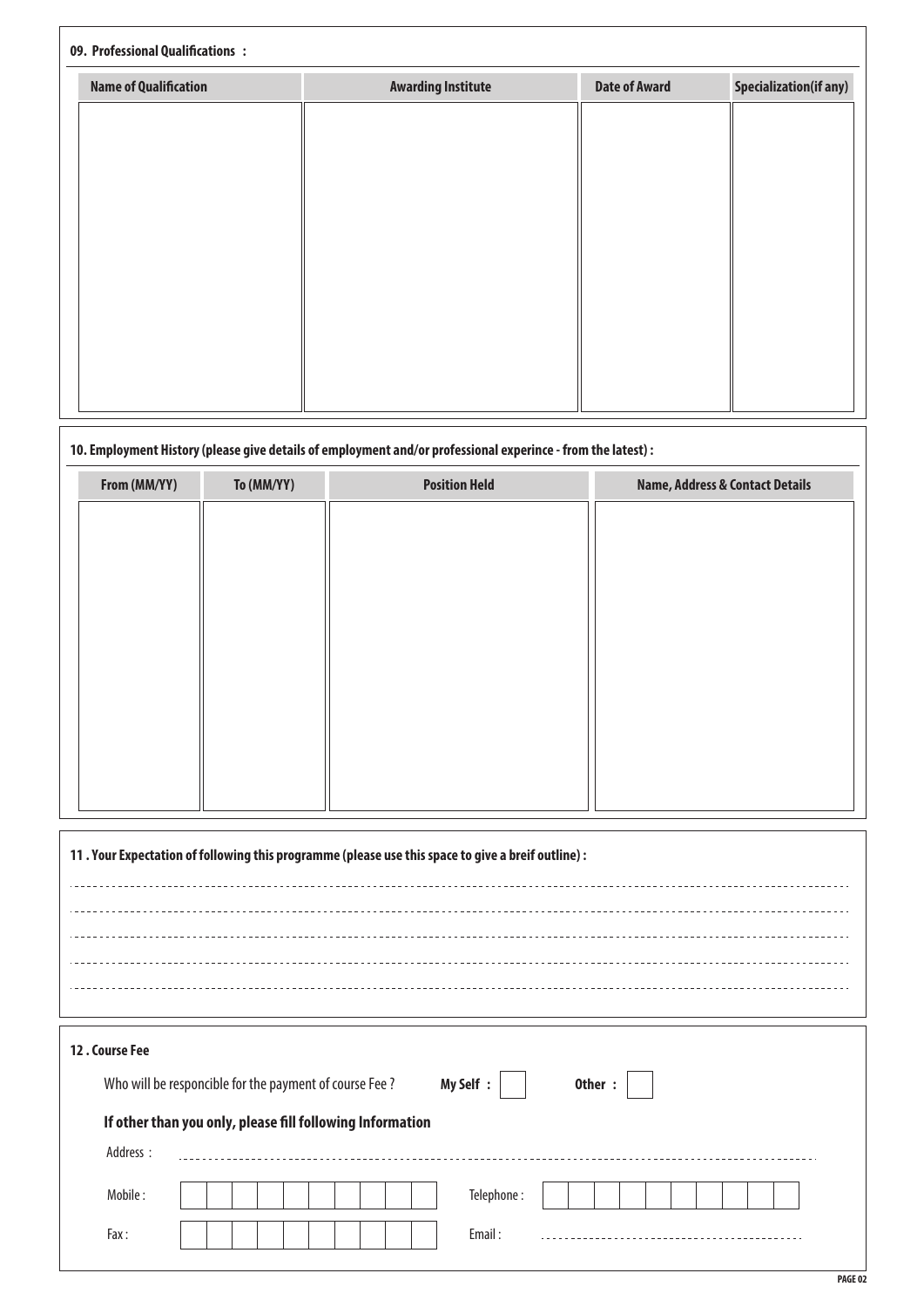### 09. Professional Qualifications :

| Name of Qualification | Awarding Institute | Date of Award | Specialization(if any) |
|---|---|---|---|
| | | | |

### 10. Employment History (please give details of employment and/or professional experince - from the latest) :

| From (MM/YY) | To (MM/YY) | Position Held | Name, Address & Contact Details |
|---|---|---|---|
| | | | |

### 11 . Your Expectation of following this programme (please use this space to give a breif outline) :

.............................................................................................................

.............................................................................................................

.............................................................................................................

.............................................................................................................

.............................................................................................................

### 12 . Course Fee

Who will be responcible for the payment of course Fee ? **My Self :** ☐ **Other :** ☐

**If other than you only, please fill following Information**

Address : .............................................................................................................

Mobile : ☐☐☐☐☐☐☐☐☐☐ Telephone : ☐☐☐☐☐☐☐☐☐☐

Fax : ☐☐☐☐☐☐☐☐☐☐ Email : ..........................................................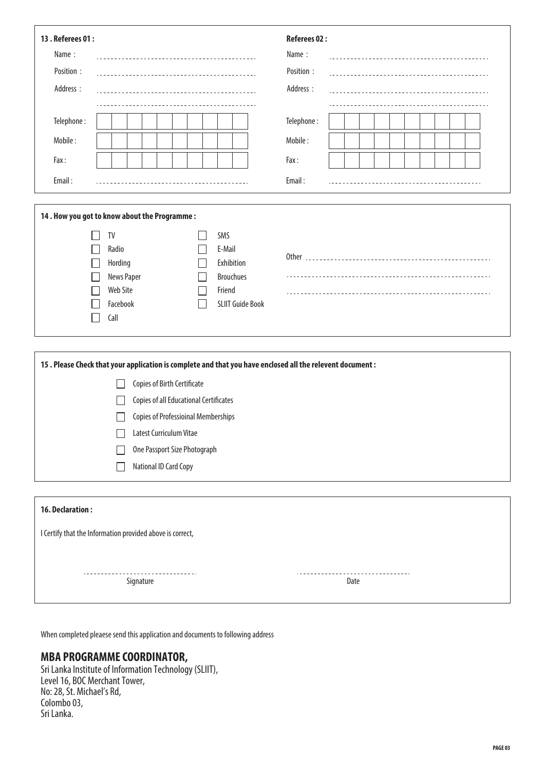### 13 . Referees 01 :

Name :

Position :

Address :

Telephone :

Mobile :

Fax :

Email :

### Referees 02 :

Name :

Position :

Address :

Telephone :

Mobile :

Fax :

Email :

### 14 . How you got to know about the Programme :

- [ ] TV
- [ ] Radio
- [ ] Hording
- [ ] News Paper
- [ ] Web Site
- [ ] Facebook
- [ ] Call
- [ ] SMS
- [ ] E-Mail
- [ ] Exhibition
- [ ] Brouchues
- [ ] Friend
- [ ] SLIIT Guide Book

Other

### 15 . Please Check that your application is complete and that you have enclosed all the relevent document :

- [ ] Copies of Birth Certificate
- [ ] Copies of all Educational Certificates
- [ ] Copies of Professioinal Memberships
- [ ] Latest Curriculum Vitae
- [ ] One Passport Size Photograph
- [ ] National ID Card Copy

### 16. Declaration :

I Certify that the Information provided above is correct,

Signature

Date

When completed pleaese send this application and documents to following address

## MBA PROGRAMME COORDINATOR,

Sri Lanka Institute of Information Technology (SLIIT),
Level 16, BOC Merchant Tower,
No: 28, St. Michael's Rd,
Colombo 03,
Sri Lanka.